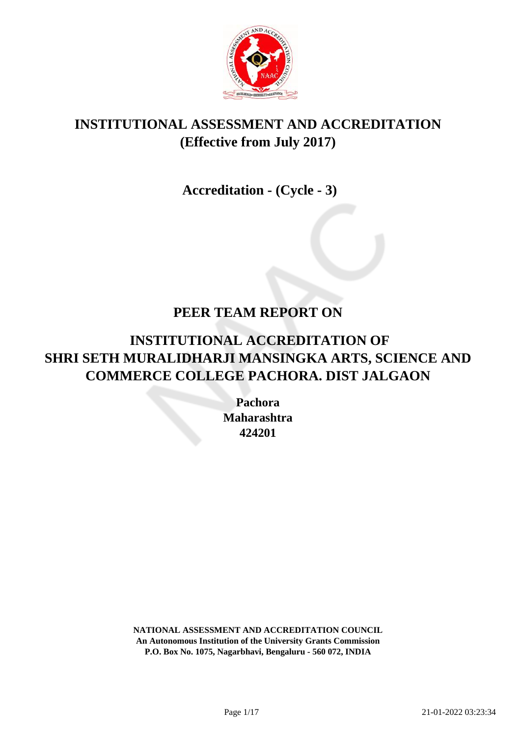# INSTITUTIONAL ASSESSMENT AND ACCREDITATION
# (Effective from July 2017)

## Accreditation - (Cycle - 3)

## PEER TEAM REPORT ON

## INSTITUTIONAL ACCREDITATION OF SHRI SETH MURALIDHARJI MANSINGKA ARTS, SCIENCE AND COMMERCE COLLEGE PACHORA. DIST JALGAON

**Pachora**
**Maharashtra**
**424201**

**NATIONAL ASSESSMENT AND ACCREDITATION COUNCIL**
**An Autonomous Institution of the University Grants Commission**
**P.O. Box No. 1075, Nagarbhavi, Bengaluru - 560 072, INDIA**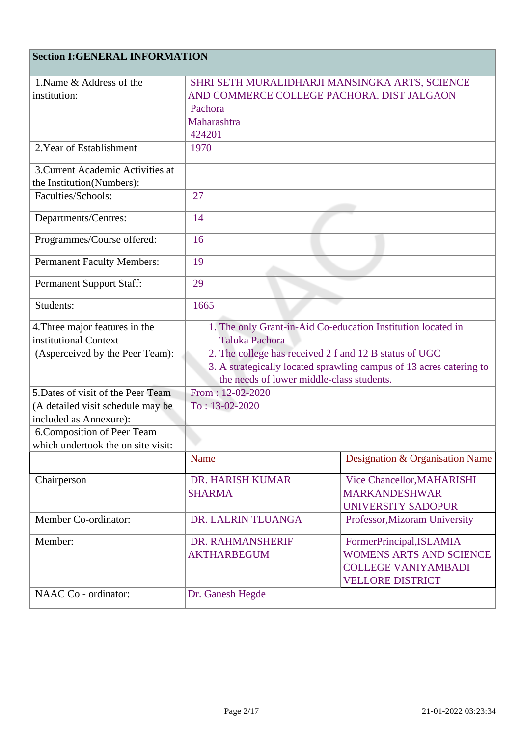## Section I:GENERAL INFORMATION

| | | |
|---|---|---|
| 1.Name & Address of the institution: | SHRI SETH MURALIDHARJI MANSINGKA ARTS, SCIENCE AND COMMERCE COLLEGE PACHORA. DIST JALGAON<br>Pachora<br>Maharashtra<br>424201 | |
| 2.Year of Establishment | 1970 | |
| 3.Current Academic Activities at the Institution(Numbers): | | |
| Faculties/Schools: | 27 | |
| Departments/Centres: | 14 | |
| Programmes/Course offered: | 16 | |
| Permanent Faculty Members: | 19 | |
| Permanent Support Staff: | 29 | |
| Students: | 1665 | |
| 4.Three major features in the institutional Context (Asperceived by the Peer Team): | 1. The only Grant-in-Aid Co-education Institution located in Taluka Pachora<br>2. The college has received 2 f and 12 B status of UGC<br>3. A strategically located sprawling campus of 13 acres catering to the needs of lower middle-class students. | |
| 5.Dates of visit of the Peer Team (A detailed visit schedule may be included as Annexure): | From : 12-02-2020<br>To : 13-02-2020 | |
| 6.Composition of Peer Team which undertook the on site visit: | | |
| | Name | Designation & Organisation Name |
| Chairperson | DR. HARISH KUMAR SHARMA | Vice Chancellor,MAHARISHI MARKANDESHWAR UNIVERSITY SADOPUR |
| Member Co-ordinator: | DR. LALRIN TLUANGA | Professor,Mizoram University |
| Member: | DR. RAHMANSHERIF AKTHARBEGUM | FormerPrincipal,ISLAMIA WOMENS ARTS AND SCIENCE COLLEGE VANIYAMBADI VELLORE DISTRICT |
| NAAC Co - ordinator: | Dr. Ganesh Hegde | |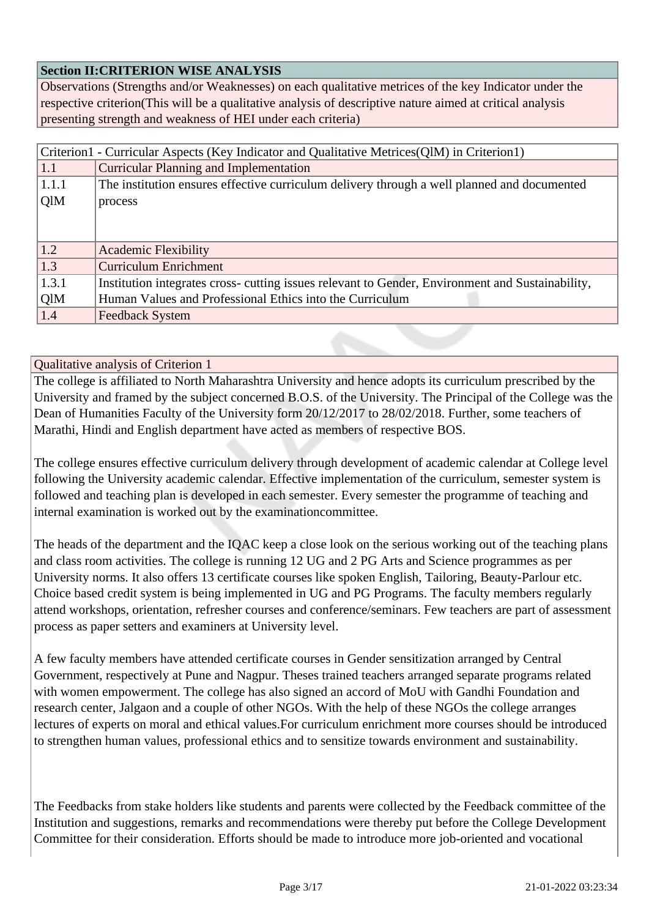| **Section II:CRITERION WISE ANALYSIS** |
|---|
| Observations (Strengths and/or Weaknesses) on each qualitative metrices of the key Indicator under the respective criterion(This will be a qualitative analysis of descriptive nature aimed at critical analysis presenting strength and weakness of HEI under each criteria) |

| Criterion1 - Curricular Aspects (Key Indicator and Qualitative Metrices(QlM) in Criterion1) | |
|---|---|
| 1.1 | Curricular Planning and Implementation |
| 1.1.1 QlM | The institution ensures effective curriculum delivery through a well planned and documented process |
| 1.2 | Academic Flexibility |
| 1.3 | Curriculum Enrichment |
| 1.3.1 QlM | Institution integrates cross- cutting issues relevant to Gender, Environment and Sustainability, Human Values and Professional Ethics into the Curriculum |
| 1.4 | Feedback System |

Qualitative analysis of Criterion 1

The college is affiliated to North Maharashtra University and hence adopts its curriculum prescribed by the University and framed by the subject concerned B.O.S. of the University. The Principal of the College was the Dean of Humanities Faculty of the University form 20/12/2017 to 28/02/2018. Further, some teachers of Marathi, Hindi and English department have acted as members of respective BOS.

The college ensures effective curriculum delivery through development of academic calendar at College level following the University academic calendar. Effective implementation of the curriculum, semester system is followed and teaching plan is developed in each semester. Every semester the programme of teaching and internal examination is worked out by the examinationcommittee.

The heads of the department and the IQAC keep a close look on the serious working out of the teaching plans and class room activities. The college is running 12 UG and 2 PG Arts and Science programmes as per University norms. It also offers 13 certificate courses like spoken English, Tailoring, Beauty-Parlour etc. Choice based credit system is being implemented in UG and PG Programs. The faculty members regularly attend workshops, orientation, refresher courses and conference/seminars. Few teachers are part of assessment process as paper setters and examiners at University level.

A few faculty members have attended certificate courses in Gender sensitization arranged by Central Government, respectively at Pune and Nagpur. Theses trained teachers arranged separate programs related with women empowerment. The college has also signed an accord of MoU with Gandhi Foundation and research center, Jalgaon and a couple of other NGOs. With the help of these NGOs the college arranges lectures of experts on moral and ethical values.For curriculum enrichment more courses should be introduced to strengthen human values, professional ethics and to sensitize towards environment and sustainability.

The Feedbacks from stake holders like students and parents were collected by the Feedback committee of the Institution and suggestions, remarks and recommendations were thereby put before the College Development Committee for their consideration. Efforts should be made to introduce more job-oriented and vocational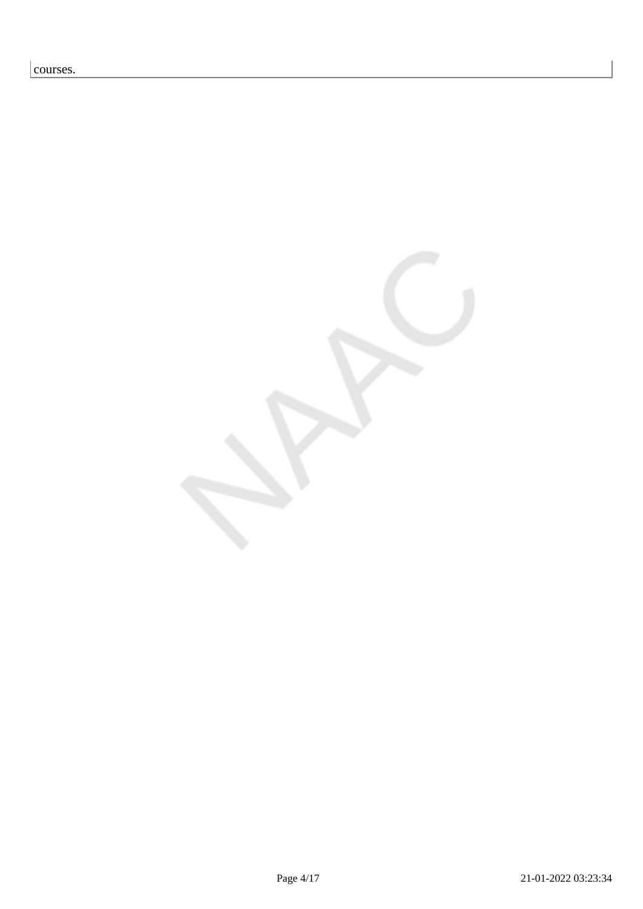courses.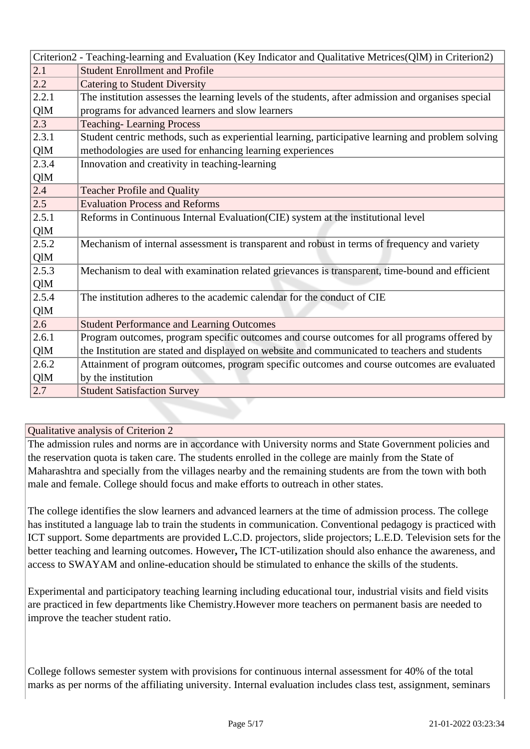| Criterion2 - Teaching-learning and Evaluation (Key Indicator and Qualitative Metrices(QlM) in Criterion2) | |
|---|---|
| 2.1 | Student Enrollment and Profile |
| 2.2 | Catering to Student Diversity |
| 2.2.1 QlM | The institution assesses the learning levels of the students, after admission and organises special programs for advanced learners and slow learners |
| 2.3 | Teaching- Learning Process |
| 2.3.1 QlM | Student centric methods, such as experiential learning, participative learning and problem solving methodologies are used for enhancing learning experiences |
| 2.3.4 QlM | Innovation and creativity in teaching-learning |
| 2.4 | Teacher Profile and Quality |
| 2.5 | Evaluation Process and Reforms |
| 2.5.1 QlM | Reforms in Continuous Internal Evaluation(CIE) system at the institutional level |
| 2.5.2 QlM | Mechanism of internal assessment is transparent and robust in terms of frequency and variety |
| 2.5.3 QlM | Mechanism to deal with examination related grievances is transparent, time-bound and efficient |
| 2.5.4 QlM | The institution adheres to the academic calendar for the conduct of CIE |
| 2.6 | Student Performance and Learning Outcomes |
| 2.6.1 QlM | Program outcomes, program specific outcomes and course outcomes for all programs offered by the Institution are stated and displayed on website and communicated to teachers and students |
| 2.6.2 QlM | Attainment of program outcomes, program specific outcomes and course outcomes are evaluated by the institution |
| 2.7 | Student Satisfaction Survey |

Qualitative analysis of Criterion 2

The admission rules and norms are in accordance with University norms and State Government policies and the reservation quota is taken care. The students enrolled in the college are mainly from the State of Maharashtra and specially from the villages nearby and the remaining students are from the town with both male and female. College should focus and make efforts to outreach in other states.

The college identifies the slow learners and advanced learners at the time of admission process. The college has instituted a language lab to train the students in communication. Conventional pedagogy is practiced with ICT support. Some departments are provided L.C.D. projectors, slide projectors; L.E.D. Television sets for the better teaching and learning outcomes. However**,** The ICT-utilization should also enhance the awareness, and access to SWAYAM and online-education should be stimulated to enhance the skills of the students.

Experimental and participatory teaching learning including educational tour, industrial visits and field visits are practiced in few departments like Chemistry.However more teachers on permanent basis are needed to improve the teacher student ratio.

College follows semester system with provisions for continuous internal assessment for 40% of the total marks as per norms of the affiliating university. Internal evaluation includes class test, assignment, seminars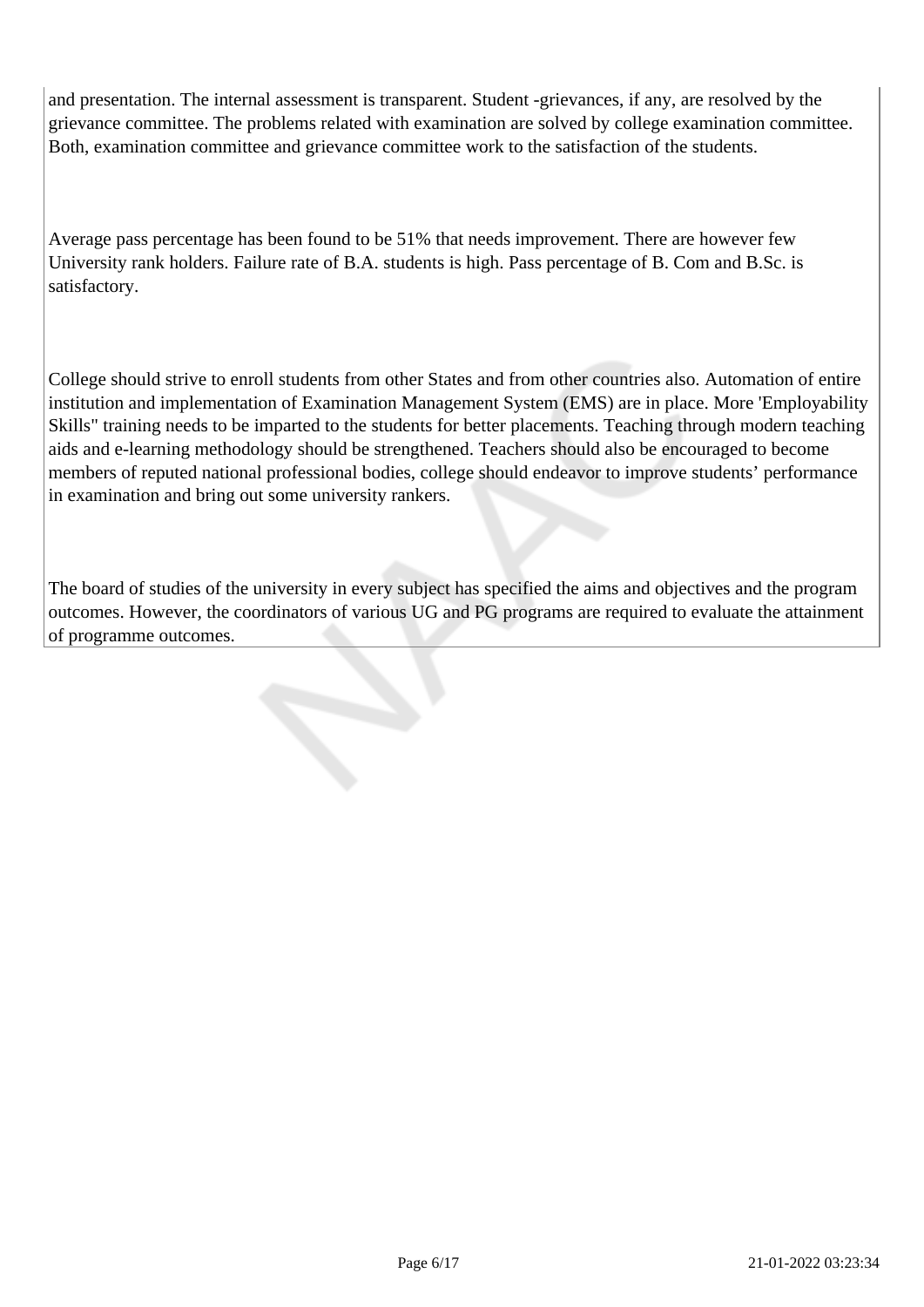and presentation. The internal assessment is transparent. Student -grievances, if any, are resolved by the grievance committee. The problems related with examination are solved by college examination committee. Both, examination committee and grievance committee work to the satisfaction of the students.

Average pass percentage has been found to be 51% that needs improvement. There are however few University rank holders. Failure rate of B.A. students is high. Pass percentage of B. Com and B.Sc. is satisfactory.

College should strive to enroll students from other States and from other countries also. Automation of entire institution and implementation of Examination Management System (EMS) are in place. More 'Employability Skills" training needs to be imparted to the students for better placements. Teaching through modern teaching aids and e-learning methodology should be strengthened. Teachers should also be encouraged to become members of reputed national professional bodies, college should endeavor to improve students' performance in examination and bring out some university rankers.

The board of studies of the university in every subject has specified the aims and objectives and the program outcomes. However, the coordinators of various UG and PG programs are required to evaluate the attainment of programme outcomes.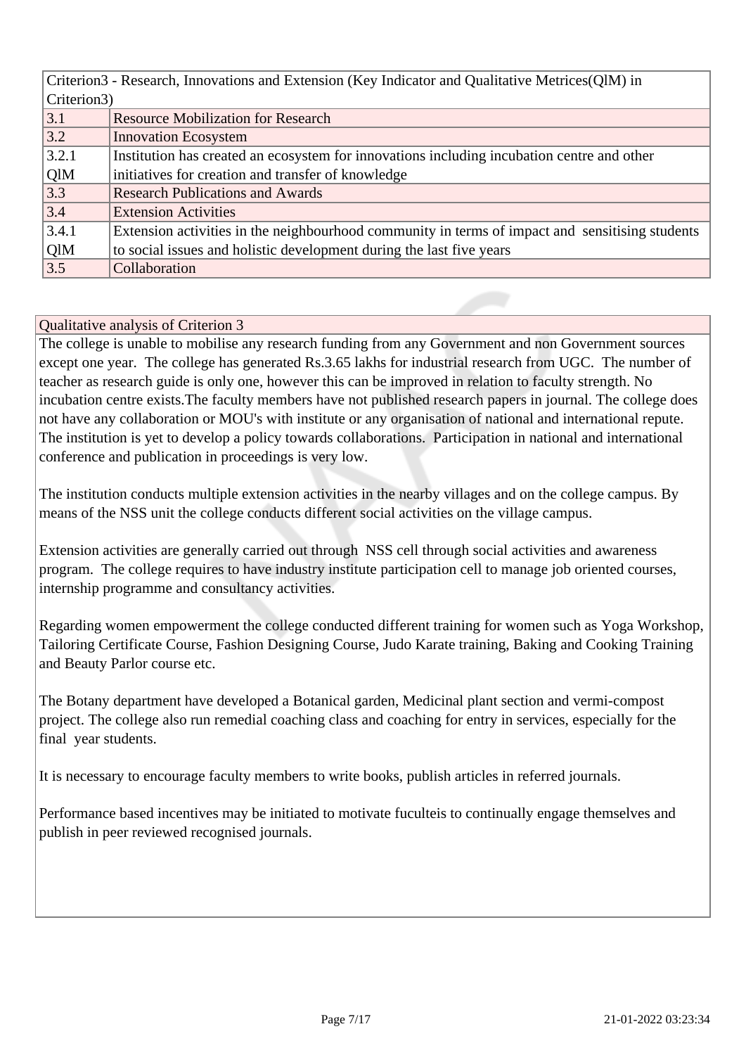| Criterion3 - Research, Innovations and Extension (Key Indicator and Qualitative Metrices(QlM) in Criterion3) | |
|---|---|
| 3.1 | Resource Mobilization for Research |
| 3.2 | Innovation Ecosystem |
| 3.2.1 QlM | Institution has created an ecosystem for innovations including incubation centre and other initiatives for creation and transfer of knowledge |
| 3.3 | Research Publications and Awards |
| 3.4 | Extension Activities |
| 3.4.1 QlM | Extension activities in the neighbourhood community in terms of impact and sensitising students to social issues and holistic development during the last five years |
| 3.5 | Collaboration |

## Qualitative analysis of Criterion 3

The college is unable to mobilise any research funding from any Government and non Government sources except one year. The college has generated Rs.3.65 lakhs for industrial research from UGC. The number of teacher as research guide is only one, however this can be improved in relation to faculty strength. No incubation centre exists.The faculty members have not published research papers in journal. The college does not have any collaboration or MOU's with institute or any organisation of national and international repute. The institution is yet to develop a policy towards collaborations. Participation in national and international conference and publication in proceedings is very low.

The institution conducts multiple extension activities in the nearby villages and on the college campus. By means of the NSS unit the college conducts different social activities on the village campus.

Extension activities are generally carried out through NSS cell through social activities and awareness program. The college requires to have industry institute participation cell to manage job oriented courses, internship programme and consultancy activities.

Regarding women empowerment the college conducted different training for women such as Yoga Workshop, Tailoring Certificate Course, Fashion Designing Course, Judo Karate training, Baking and Cooking Training and Beauty Parlor course etc.

The Botany department have developed a Botanical garden, Medicinal plant section and vermi-compost project. The college also run remedial coaching class and coaching for entry in services, especially for the final year students.

It is necessary to encourage faculty members to write books, publish articles in referred journals.

Performance based incentives may be initiated to motivate fuculteis to continually engage themselves and publish in peer reviewed recognised journals.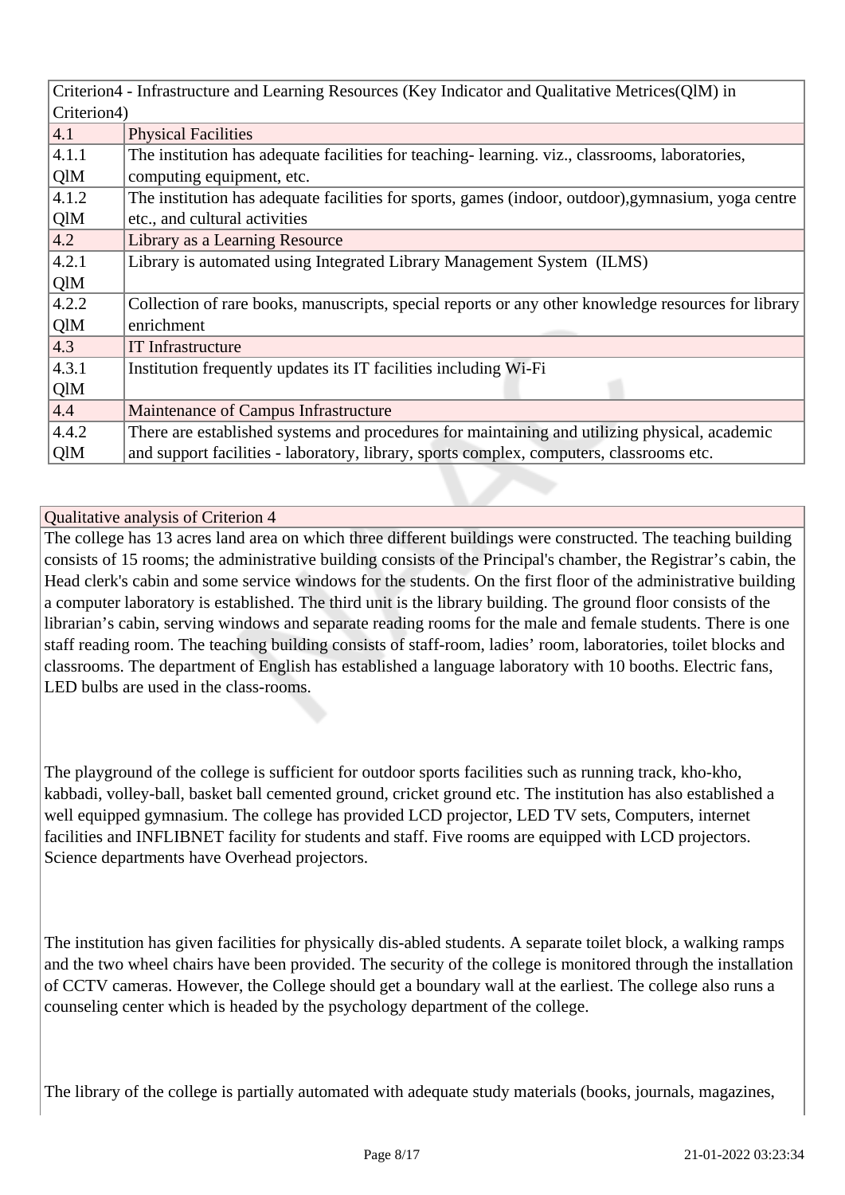| Criterion4 - Infrastructure and Learning Resources (Key Indicator and Qualitative Metrices(QlM) in Criterion4) | |
|---|---|
| 4.1 | Physical Facilities |
| 4.1.1 QlM | The institution has adequate facilities for teaching- learning. viz., classrooms, laboratories, computing equipment, etc. |
| 4.1.2 QlM | The institution has adequate facilities for sports, games (indoor, outdoor),gymnasium, yoga centre etc., and cultural activities |
| 4.2 | Library as a Learning Resource |
| 4.2.1 QlM | Library is automated using Integrated Library Management System (ILMS) |
| 4.2.2 QlM | Collection of rare books, manuscripts, special reports or any other knowledge resources for library enrichment |
| 4.3 | IT Infrastructure |
| 4.3.1 QlM | Institution frequently updates its IT facilities including Wi-Fi |
| 4.4 | Maintenance of Campus Infrastructure |
| 4.4.2 QlM | There are established systems and procedures for maintaining and utilizing physical, academic and support facilities - laboratory, library, sports complex, computers, classrooms etc. |

### Qualitative analysis of Criterion 4

The college has 13 acres land area on which three different buildings were constructed. The teaching building consists of 15 rooms; the administrative building consists of the Principal's chamber, the Registrar's cabin, the Head clerk's cabin and some service windows for the students. On the first floor of the administrative building a computer laboratory is established. The third unit is the library building. The ground floor consists of the librarian's cabin, serving windows and separate reading rooms for the male and female students. There is one staff reading room. The teaching building consists of staff-room, ladies' room, laboratories, toilet blocks and classrooms. The department of English has established a language laboratory with 10 booths. Electric fans, LED bulbs are used in the class-rooms.

The playground of the college is sufficient for outdoor sports facilities such as running track, kho-kho, kabbadi, volley-ball, basket ball cemented ground, cricket ground etc. The institution has also established a well equipped gymnasium. The college has provided LCD projector, LED TV sets, Computers, internet facilities and INFLIBNET facility for students and staff. Five rooms are equipped with LCD projectors. Science departments have Overhead projectors.

The institution has given facilities for physically dis-abled students. A separate toilet block, a walking ramps and the two wheel chairs have been provided. The security of the college is monitored through the installation of CCTV cameras. However, the College should get a boundary wall at the earliest. The college also runs a counseling center which is headed by the psychology department of the college.

The library of the college is partially automated with adequate study materials (books, journals, magazines,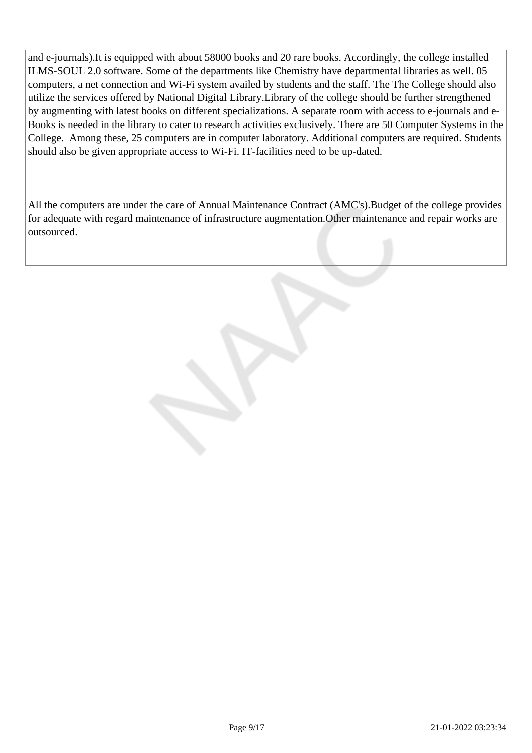and e-journals).It is equipped with about 58000 books and 20 rare books. Accordingly, the college installed ILMS-SOUL 2.0 software. Some of the departments like Chemistry have departmental libraries as well. 05 computers, a net connection and Wi-Fi system availed by students and the staff. The The College should also utilize the services offered by National Digital Library.Library of the college should be further strengthened by augmenting with latest books on different specializations. A separate room with access to e-journals and e-Books is needed in the library to cater to research activities exclusively. There are 50 Computer Systems in the College. Among these, 25 computers are in computer laboratory. Additional computers are required. Students should also be given appropriate access to Wi-Fi. IT-facilities need to be up-dated.

All the computers are under the care of Annual Maintenance Contract (AMC's).Budget of the college provides for adequate with regard maintenance of infrastructure augmentation.Other maintenance and repair works are outsourced.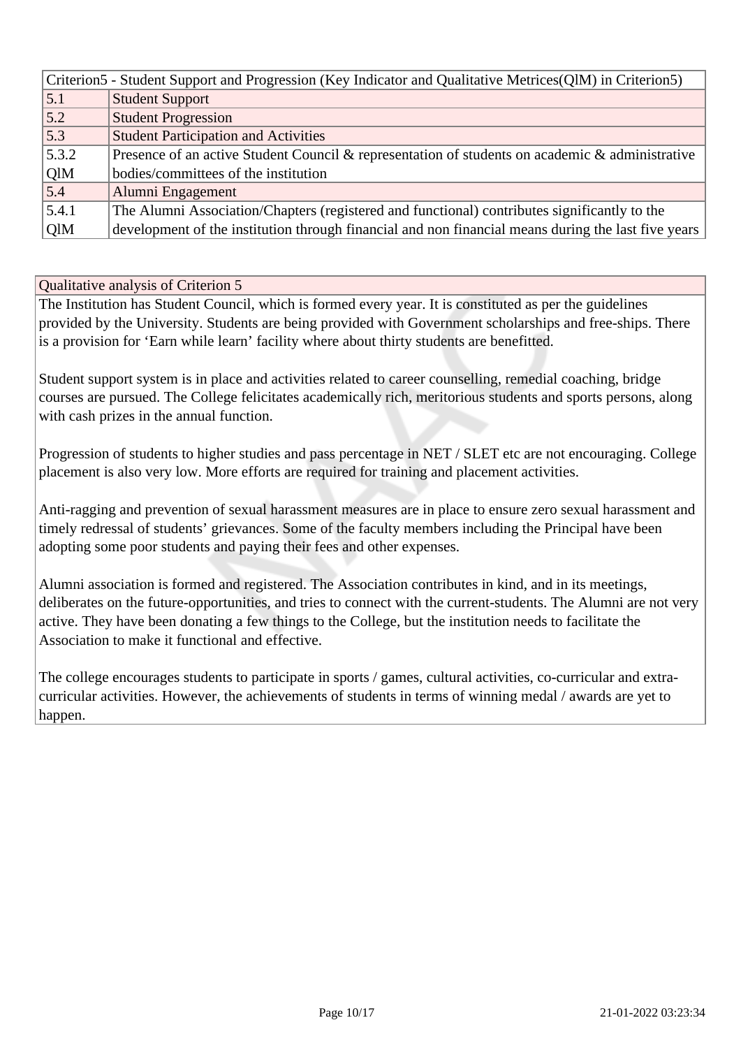| Criterion5 - Student Support and Progression (Key Indicator and Qualitative Metrices(QlM) in Criterion5) | |
|---|---|
| 5.1 | Student Support |
| 5.2 | Student Progression |
| 5.3 | Student Participation and Activities |
| 5.3.2 QlM | Presence of an active Student Council & representation of students on academic & administrative bodies/committees of the institution |
| 5.4 | Alumni Engagement |
| 5.4.1 QlM | The Alumni Association/Chapters (registered and functional) contributes significantly to the development of the institution through financial and non financial means during the last five years |

| Qualitative analysis of Criterion 5 |
|---|
| The Institution has Student Council, which is formed every year. It is constituted as per the guidelines provided by the University. Students are being provided with Government scholarships and free-ships. There is a provision for 'Earn while learn' facility where about thirty students are benefitted.<br><br>Student support system is in place and activities related to career counselling, remedial coaching, bridge courses are pursued. The College felicitates academically rich, meritorious students and sports persons, along with cash prizes in the annual function.<br><br>Progression of students to higher studies and pass percentage in NET / SLET etc are not encouraging. College placement is also very low. More efforts are required for training and placement activities.<br><br>Anti-ragging and prevention of sexual harassment measures are in place to ensure zero sexual harassment and timely redressal of students' grievances. Some of the faculty members including the Principal have been adopting some poor students and paying their fees and other expenses.<br><br>Alumni association is formed and registered. The Association contributes in kind, and in its meetings, deliberates on the future-opportunities, and tries to connect with the current-students. The Alumni are not very active. They have been donating a few things to the College, but the institution needs to facilitate the Association to make it functional and effective.<br><br>The college encourages students to participate in sports / games, cultural activities, co-curricular and extra-curricular activities. However, the achievements of students in terms of winning medal / awards are yet to happen. |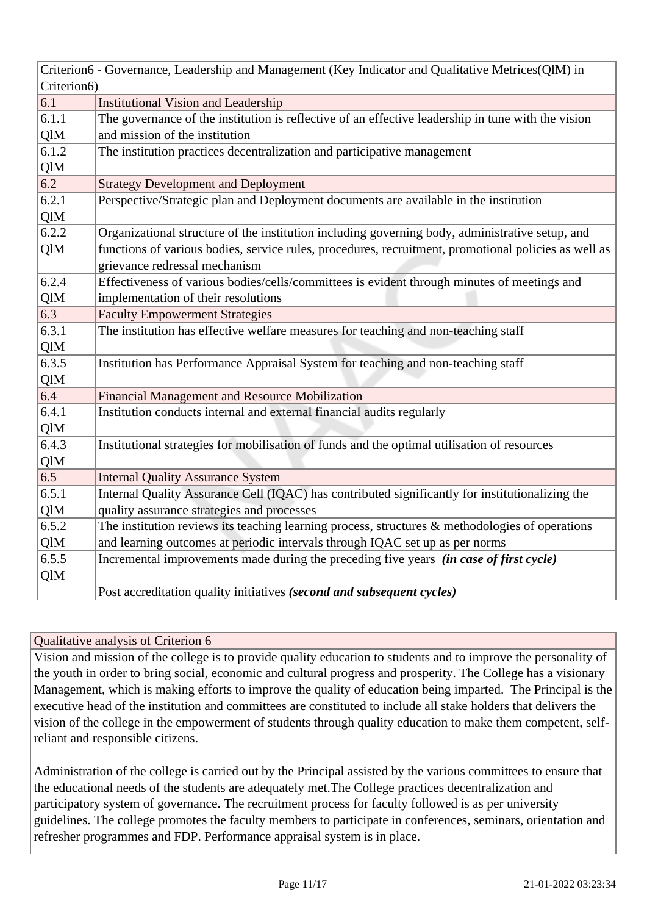| Criterion6 - Governance, Leadership and Management (Key Indicator and Qualitative Metrices(QlM) in Criterion6) | |
|---|---|
| 6.1 | Institutional Vision and Leadership |
| 6.1.1 QlM | The governance of the institution is reflective of an effective leadership in tune with the vision and mission of the institution |
| 6.1.2 QlM | The institution practices decentralization and participative management |
| 6.2 | Strategy Development and Deployment |
| 6.2.1 QlM | Perspective/Strategic plan and Deployment documents are available in the institution |
| 6.2.2 QlM | Organizational structure of the institution including governing body, administrative setup, and functions of various bodies, service rules, procedures, recruitment, promotional policies as well as grievance redressal mechanism |
| 6.2.4 QlM | Effectiveness of various bodies/cells/committees is evident through minutes of meetings and implementation of their resolutions |
| 6.3 | Faculty Empowerment Strategies |
| 6.3.1 QlM | The institution has effective welfare measures for teaching and non-teaching staff |
| 6.3.5 QlM | Institution has Performance Appraisal System for teaching and non-teaching staff |
| 6.4 | Financial Management and Resource Mobilization |
| 6.4.1 QlM | Institution conducts internal and external financial audits regularly |
| 6.4.3 QlM | Institutional strategies for mobilisation of funds and the optimal utilisation of resources |
| 6.5 | Internal Quality Assurance System |
| 6.5.1 QlM | Internal Quality Assurance Cell (IQAC) has contributed significantly for institutionalizing the quality assurance strategies and processes |
| 6.5.2 QlM | The institution reviews its teaching learning process, structures & methodologies of operations and learning outcomes at periodic intervals through IQAC set up as per norms |
| 6.5.5 QlM | Incremental improvements made during the preceding five years ***(in case of first cycle)***<br><br>Post accreditation quality initiatives ***(second and subsequent cycles)*** |

| Qualitative analysis of Criterion 6 |
|---|
| Vision and mission of the college is to provide quality education to students and to improve the personality of the youth in order to bring social, economic and cultural progress and prosperity. The College has a visionary Management, which is making efforts to improve the quality of education being imparted. The Principal is the executive head of the institution and committees are constituted to include all stake holders that delivers the vision of the college in the empowerment of students through quality education to make them competent, self-reliant and responsible citizens.<br><br>Administration of the college is carried out by the Principal assisted by the various committees to ensure that the educational needs of the students are adequately met.The College practices decentralization and participatory system of governance. The recruitment process for faculty followed is as per university guidelines. The college promotes the faculty members to participate in conferences, seminars, orientation and refresher programmes and FDP. Performance appraisal system is in place. |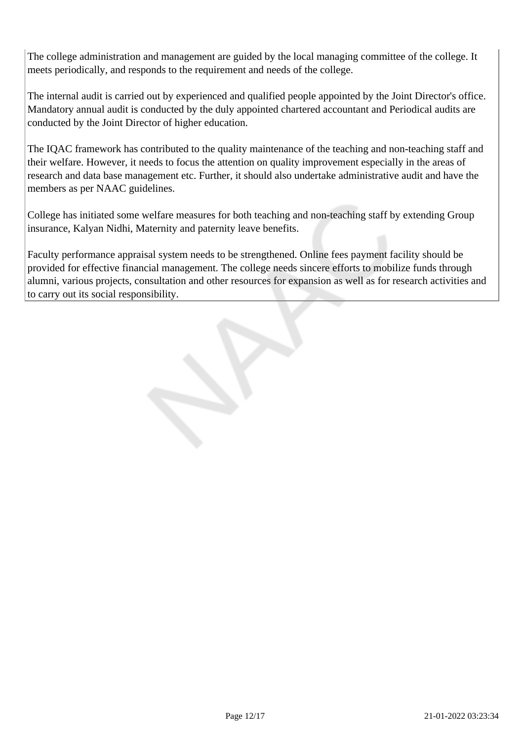The college administration and management are guided by the local managing committee of the college. It meets periodically, and responds to the requirement and needs of the college.

The internal audit is carried out by experienced and qualified people appointed by the Joint Director's office. Mandatory annual audit is conducted by the duly appointed chartered accountant and Periodical audits are conducted by the Joint Director of higher education.

The IQAC framework has contributed to the quality maintenance of the teaching and non-teaching staff and their welfare. However, it needs to focus the attention on quality improvement especially in the areas of research and data base management etc. Further, it should also undertake administrative audit and have the members as per NAAC guidelines.

College has initiated some welfare measures for both teaching and non-teaching staff by extending Group insurance, Kalyan Nidhi, Maternity and paternity leave benefits.

Faculty performance appraisal system needs to be strengthened. Online fees payment facility should be provided for effective financial management. The college needs sincere efforts to mobilize funds through alumni, various projects, consultation and other resources for expansion as well as for research activities and to carry out its social responsibility.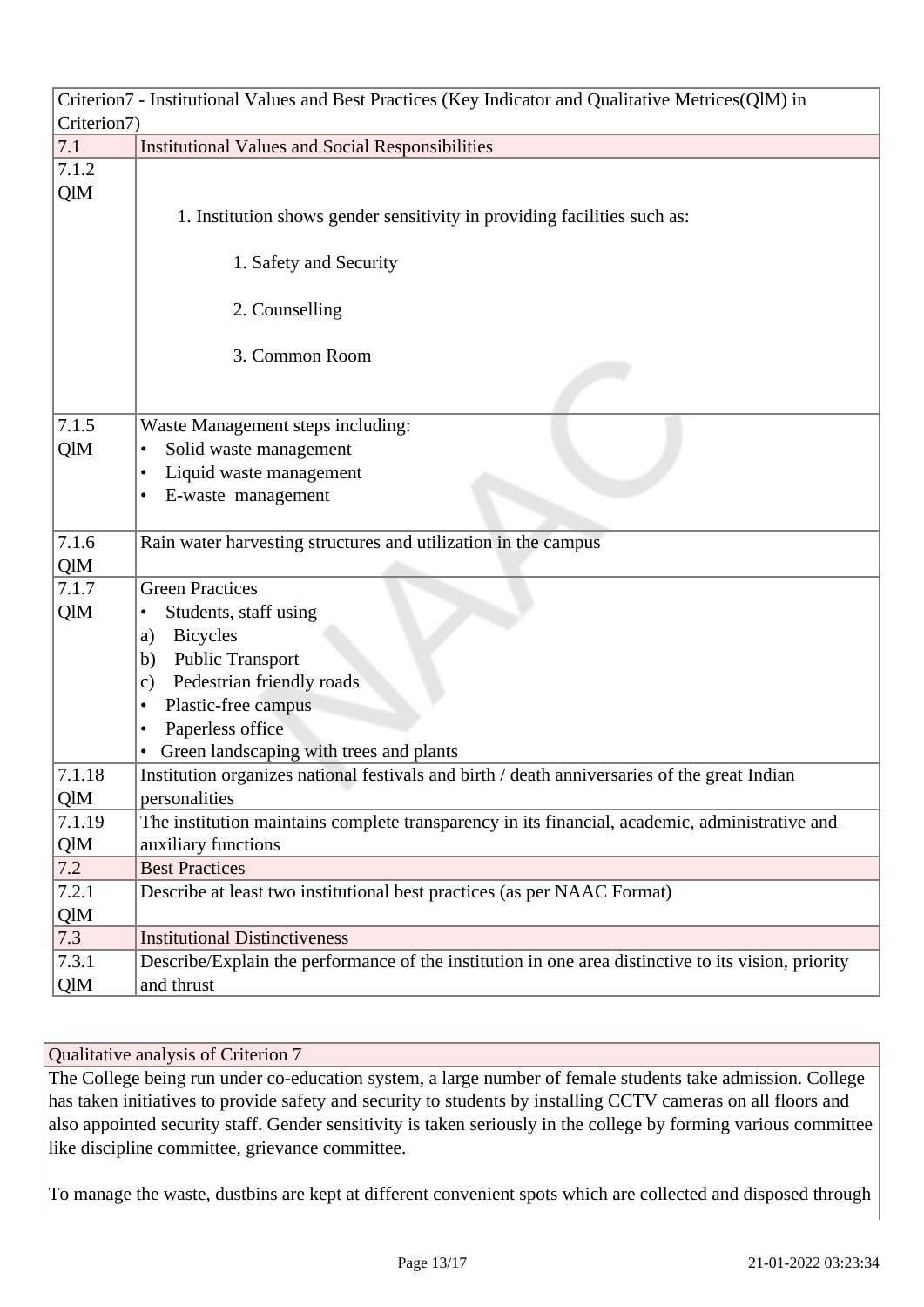| Criterion7 - Institutional Values and Best Practices (Key Indicator and Qualitative Metrices(QlM) in Criterion7) | |
|---|---|
| 7.1 | Institutional Values and Social Responsibilities |
| 7.1.2 QlM | 1. Institution shows gender sensitivity in providing facilities such as: <br> 1. Safety and Security <br> 2. Counselling <br> 3. Common Room |
| 7.1.5 QlM | Waste Management steps including: <br> • Solid waste management <br> • Liquid waste management <br> • E-waste management |
| 7.1.6 QlM | Rain water harvesting structures and utilization in the campus |
| 7.1.7 QlM | Green Practices <br> • Students, staff using <br> a) Bicycles <br> b) Public Transport <br> c) Pedestrian friendly roads <br> • Plastic-free campus <br> • Paperless office <br> • Green landscaping with trees and plants |
| 7.1.18 QlM | Institution organizes national festivals and birth / death anniversaries of the great Indian personalities |
| 7.1.19 QlM | The institution maintains complete transparency in its financial, academic, administrative and auxiliary functions |
| 7.2 | Best Practices |
| 7.2.1 QlM | Describe at least two institutional best practices (as per NAAC Format) |
| 7.3 | Institutional Distinctiveness |
| 7.3.1 QlM | Describe/Explain the performance of the institution in one area distinctive to its vision, priority and thrust |

Qualitative analysis of Criterion 7

The College being run under co-education system, a large number of female students take admission. College has taken initiatives to provide safety and security to students by installing CCTV cameras on all floors and also appointed security staff. Gender sensitivity is taken seriously in the college by forming various committee like discipline committee, grievance committee.

To manage the waste, dustbins are kept at different convenient spots which are collected and disposed through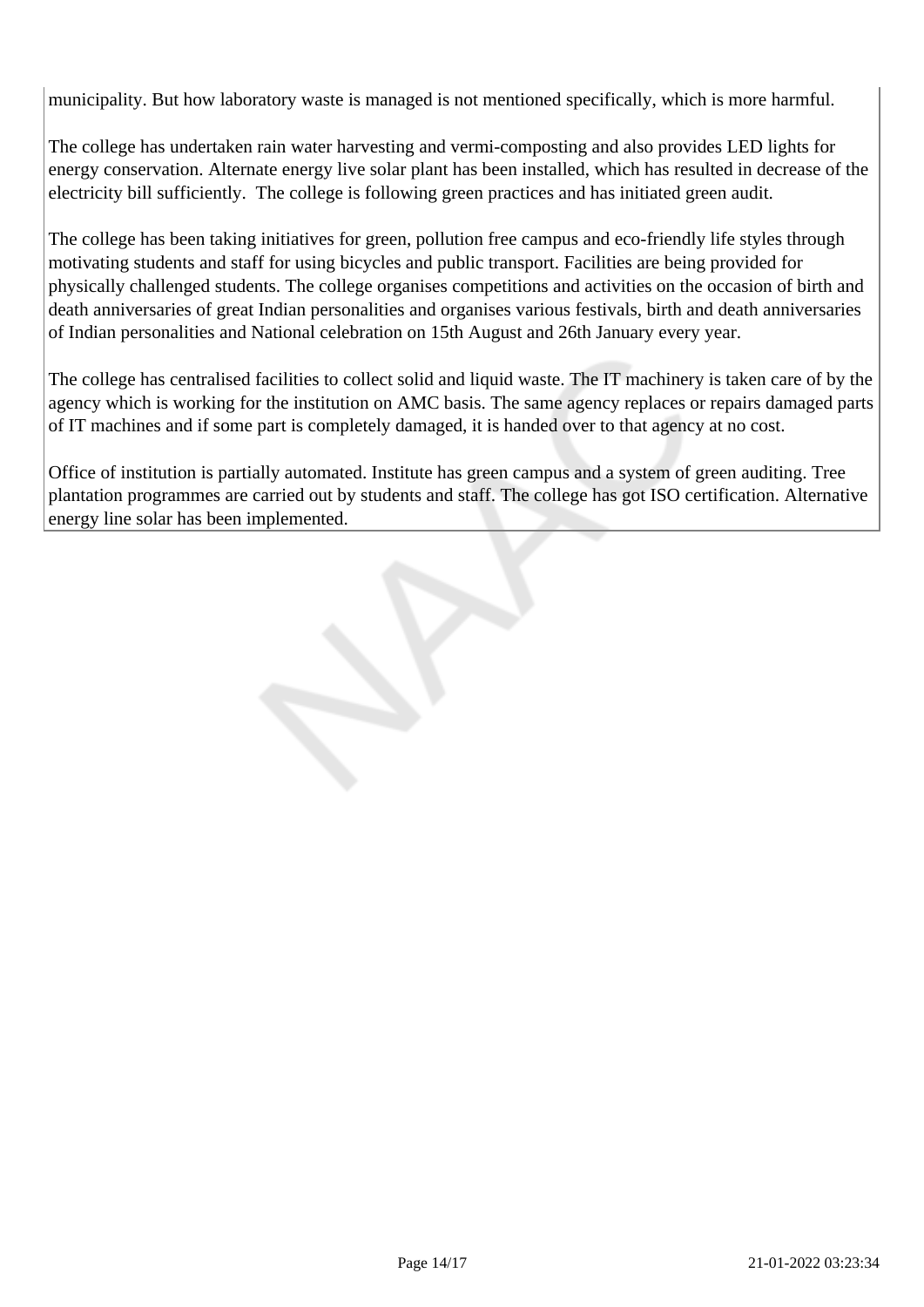municipality. But how laboratory waste is managed is not mentioned specifically, which is more harmful.

The college has undertaken rain water harvesting and vermi-composting and also provides LED lights for energy conservation. Alternate energy live solar plant has been installed, which has resulted in decrease of the electricity bill sufficiently. The college is following green practices and has initiated green audit.

The college has been taking initiatives for green, pollution free campus and eco-friendly life styles through motivating students and staff for using bicycles and public transport. Facilities are being provided for physically challenged students. The college organises competitions and activities on the occasion of birth and death anniversaries of great Indian personalities and organises various festivals, birth and death anniversaries of Indian personalities and National celebration on 15th August and 26th January every year.

The college has centralised facilities to collect solid and liquid waste. The IT machinery is taken care of by the agency which is working for the institution on AMC basis. The same agency replaces or repairs damaged parts of IT machines and if some part is completely damaged, it is handed over to that agency at no cost.

Office of institution is partially automated. Institute has green campus and a system of green auditing. Tree plantation programmes are carried out by students and staff. The college has got ISO certification. Alternative energy line solar has been implemented.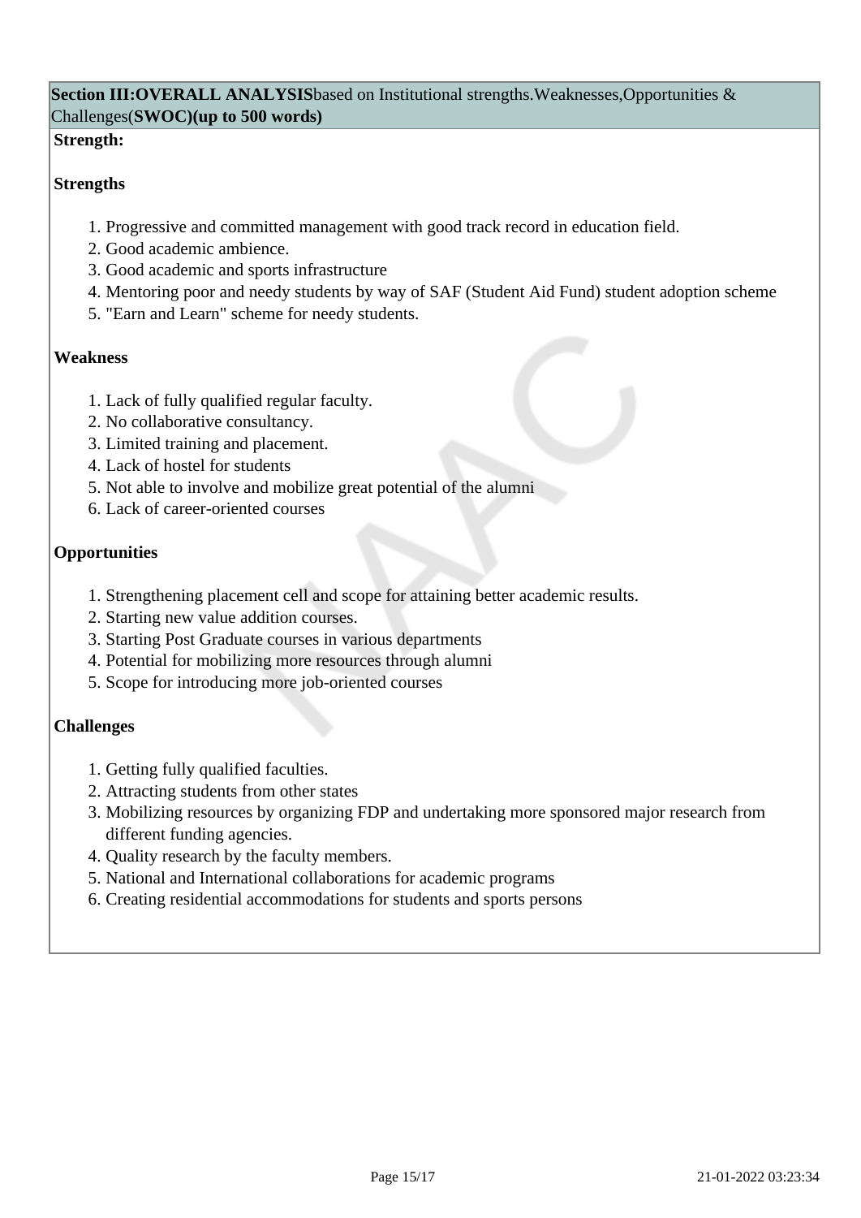**Section III:OVERALL ANALYSIS**based on Institutional strengths.Weaknesses,Opportunities & Challenges(**SWOC)(up to 500 words)**

**Strength:**

**Strengths**

1. Progressive and committed management with good track record in education field.
2. Good academic ambience.
3. Good academic and sports infrastructure
4. Mentoring poor and needy students by way of SAF (Student Aid Fund) student adoption scheme
5. "Earn and Learn" scheme for needy students.

**Weakness**

1. Lack of fully qualified regular faculty.
2. No collaborative consultancy.
3. Limited training and placement.
4. Lack of hostel for students
5. Not able to involve and mobilize great potential of the alumni
6. Lack of career-oriented courses

**Opportunities**

1. Strengthening placement cell and scope for attaining better academic results.
2. Starting new value addition courses.
3. Starting Post Graduate courses in various departments
4. Potential for mobilizing more resources through alumni
5. Scope for introducing more job-oriented courses

**Challenges**

1. Getting fully qualified faculties.
2. Attracting students from other states
3. Mobilizing resources by organizing FDP and undertaking more sponsored major research from different funding agencies.
4. Quality research by the faculty members.
5. National and International collaborations for academic programs
6. Creating residential accommodations for students and sports persons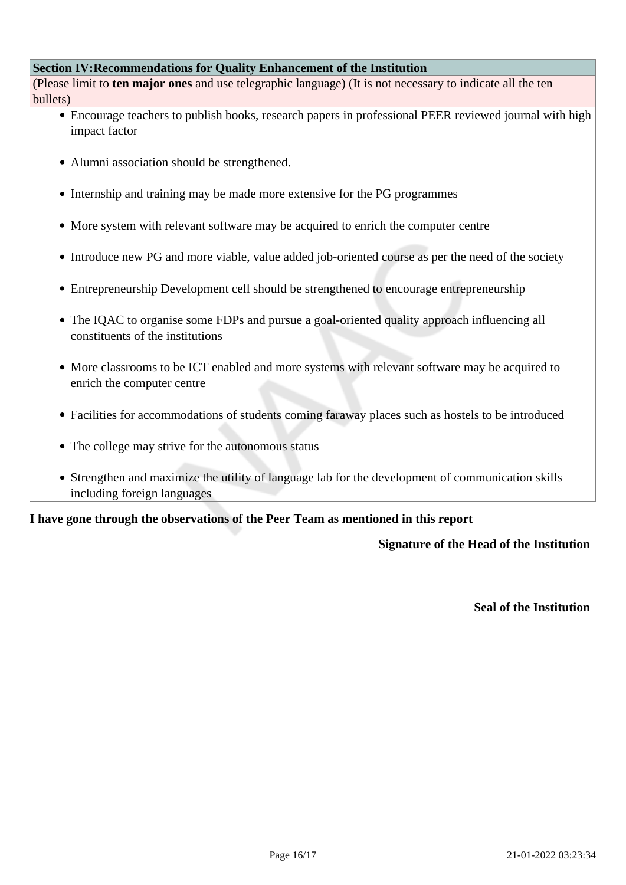| Section IV:Recommendations for Quality Enhancement of the Institution |
|---|
| (Please limit to **ten major ones** and use telegraphic language) (It is not necessary to indicate all the ten bullets) |
| • Encourage teachers to publish books, research papers in professional PEER reviewed journal with high impact factor<br><br>• Alumni association should be strengthened.<br><br>• Internship and training may be made more extensive for the PG programmes<br><br>• More system with relevant software may be acquired to enrich the computer centre<br><br>• Introduce new PG and more viable, value added job-oriented course as per the need of the society<br><br>• Entrepreneurship Development cell should be strengthened to encourage entrepreneurship<br><br>• The IQAC to organise some FDPs and pursue a goal-oriented quality approach influencing all constituents of the institutions<br><br>• More classrooms to be ICT enabled and more systems with relevant software may be acquired to enrich the computer centre<br><br>• Facilities for accommodations of students coming faraway places such as hostels to be introduced<br><br>• The college may strive for the autonomous status<br><br>• Strengthen and maximize the utility of language lab for the development of communication skills including foreign languages |

**I have gone through the observations of the Peer Team as mentioned in this report**

**Signature of the Head of the Institution**

**Seal of the Institution**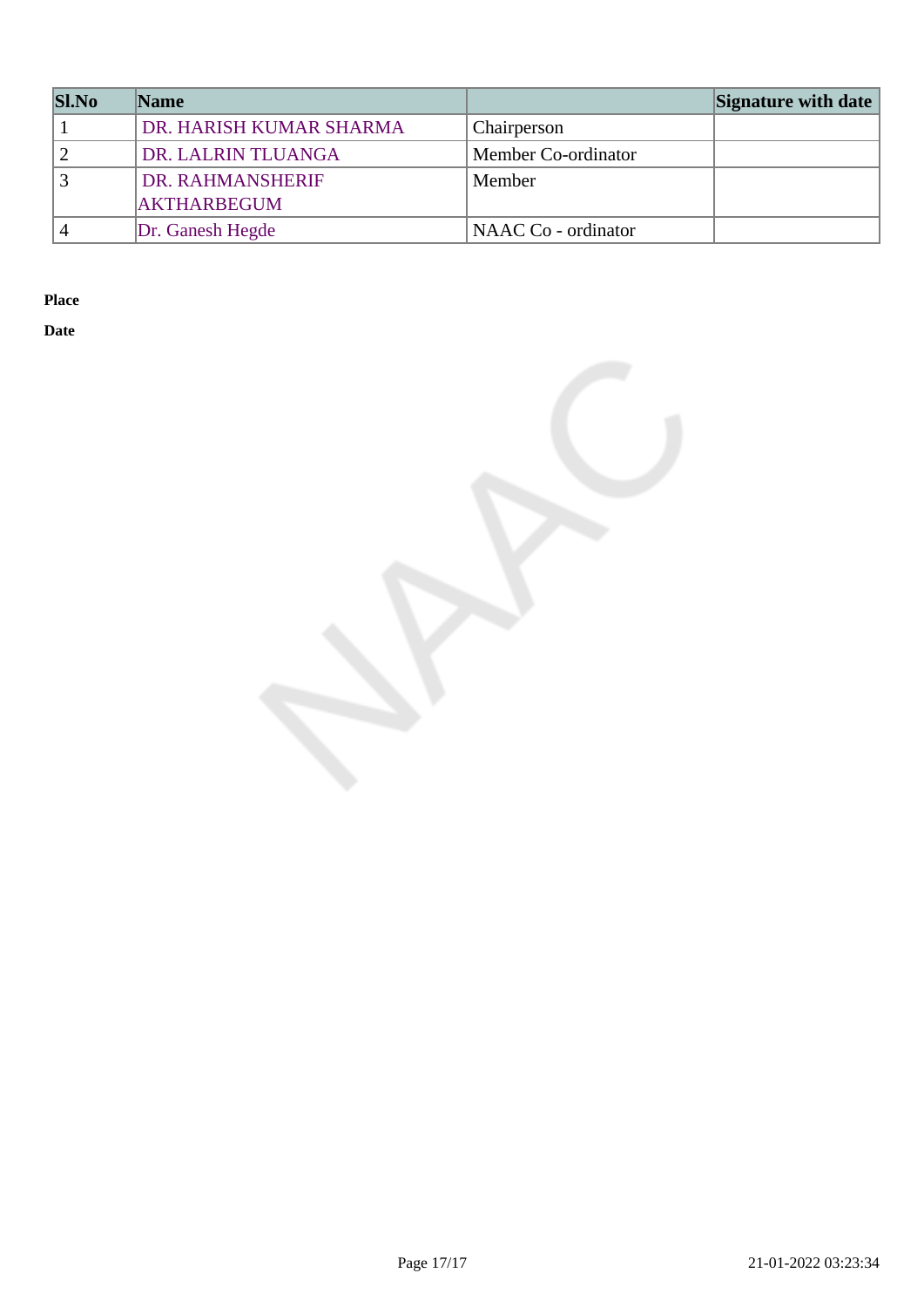| Sl.No | Name | | Signature with date |
|---|---|---|---|
| 1 | DR. HARISH KUMAR SHARMA | Chairperson | |
| 2 | DR. LALRIN TLUANGA | Member Co-ordinator | |
| 3 | DR. RAHMANSHERIF AKTHARBEGUM | Member | |
| 4 | Dr. Ganesh Hegde | NAAC Co - ordinator | |

**Place**

**Date**